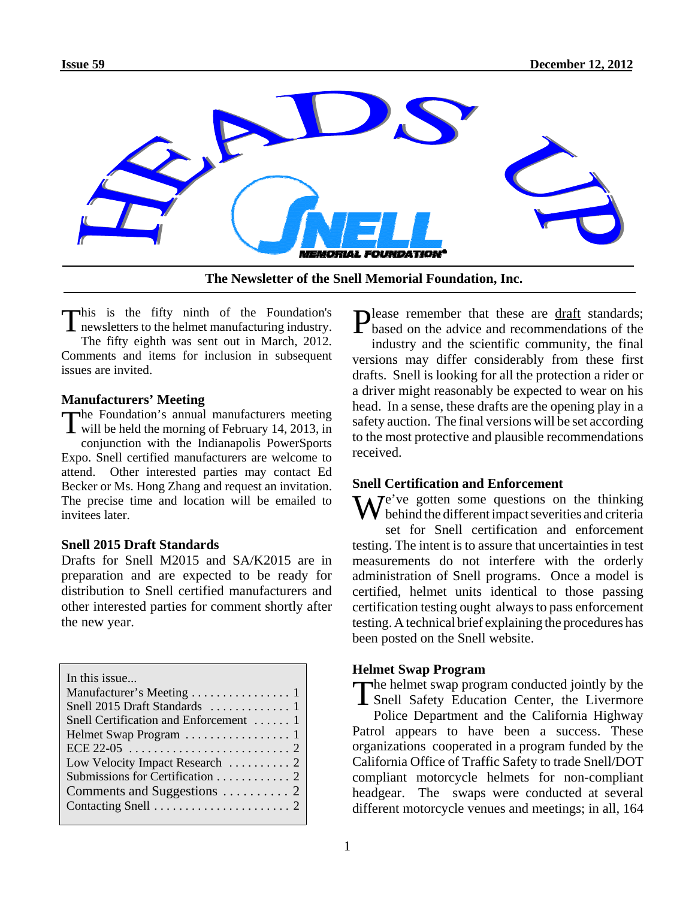Issue 59 December 12, 2012

# HEADS UP

**The Newsletter of the Snell Memorial Foundation, Inc.**

This is the fifty ninth of the Foundation's newsletters to the helmet manufacturing industry. The fifty eighth was sent out in March, 2012. Comments and items for inclusion in subsequent issues are invited.

## Manufacturers' Meeting

The Foundation's annual manufacturers meeting will be held the morning of February 14, 2013, in conjunction with the Indianapolis PowerSports Expo. Snell certified manufacturers are welcome to attend. Other interested parties may contact Ed Becker or Ms. Hong Zhang and request an invitation. The precise time and location will be emailed to invitees later.

## Snell 2015 Draft Standards

Drafts for Snell M2015 and SA/K2015 are in preparation and are expected to be ready for distribution to Snell certified manufacturers and other interested parties for comment shortly after the new year.

| In this issue... | |
|---|---|
| Manufacturer's Meeting | 1 |
| Snell 2015 Draft Standards | 1 |
| Snell Certification and Enforcement | 1 |
| Helmet Swap Program | 1 |
| ECE 22-05 | 2 |
| Low Velocity Impact Research | 2 |
| Submissions for Certification | 2 |
| Comments and Suggestions | 2 |
| Contacting Snell | 2 |

Please remember that these are draft standards; based on the advice and recommendations of the industry and the scientific community, the final versions may differ considerably from these first drafts. Snell is looking for all the protection a rider or a driver might reasonably be expected to wear on his head. In a sense, these drafts are the opening play in a safety auction. The final versions will be set according to the most protective and plausible recommendations received.

## Snell Certification and Enforcement

We've gotten some questions on the thinking behind the different impact severities and criteria set for Snell certification and enforcement testing. The intent is to assure that uncertainties in test measurements do not interfere with the orderly administration of Snell programs. Once a model is certified, helmet units identical to those passing certification testing ought always to pass enforcement testing. A technical brief explaining the procedures has been posted on the Snell website.

## Helmet Swap Program

The helmet swap program conducted jointly by the Snell Safety Education Center, the Livermore Police Department and the California Highway Patrol appears to have been a success. These organizations cooperated in a program funded by the California Office of Traffic Safety to trade Snell/DOT compliant motorcycle helmets for non-compliant headgear. The swaps were conducted at several different motorcycle venues and meetings; in all, 164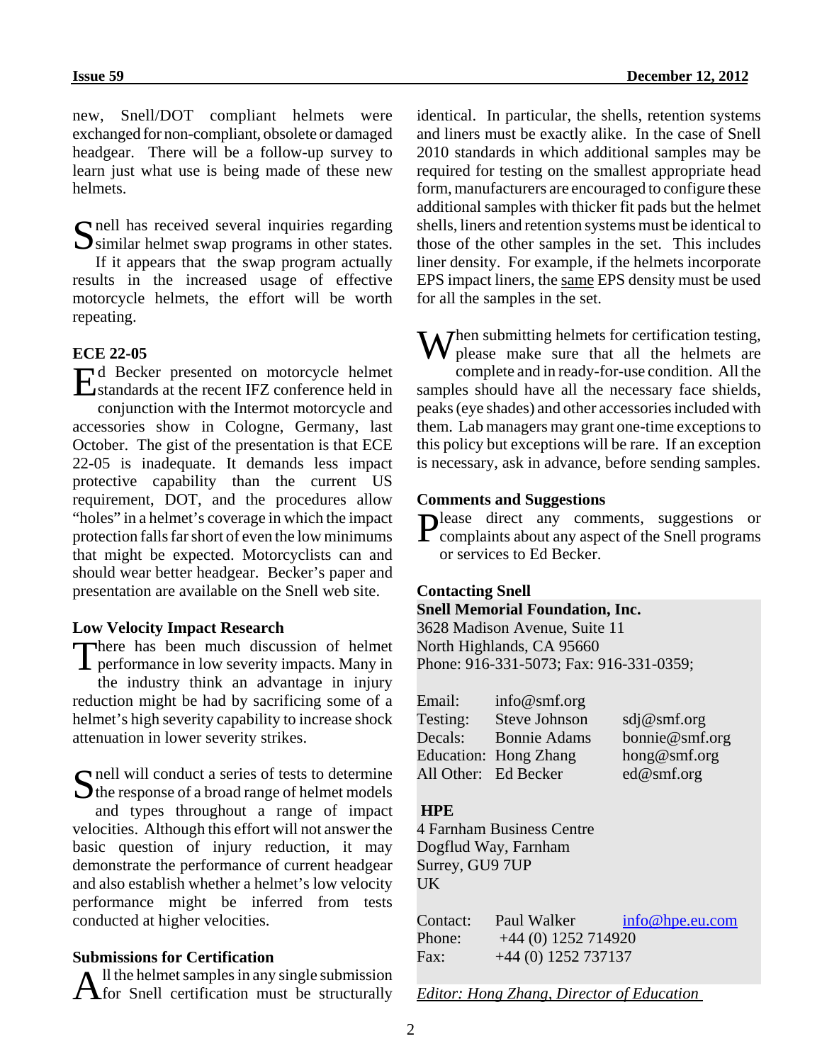new, Snell/DOT compliant helmets were exchanged for non-compliant, obsolete or damaged headgear. There will be a follow-up survey to learn just what use is being made of these new helmets.

Snell has received several inquiries regarding similar helmet swap programs in other states. If it appears that the swap program actually results in the increased usage of effective motorcycle helmets, the effort will be worth repeating.

## ECE 22-05

Ed Becker presented on motorcycle helmet standards at the recent IFZ conference held in conjunction with the Intermot motorcycle and accessories show in Cologne, Germany, last October. The gist of the presentation is that ECE 22-05 is inadequate. It demands less impact protective capability than the current US requirement, DOT, and the procedures allow "holes" in a helmet's coverage in which the impact protection falls far short of even the low minimums that might be expected. Motorcyclists can and should wear better headgear. Becker's paper and presentation are available on the Snell web site.

## Low Velocity Impact Research

There has been much discussion of helmet performance in low severity impacts. Many in the industry think an advantage in injury reduction might be had by sacrificing some of a helmet's high severity capability to increase shock attenuation in lower severity strikes.

Snell will conduct a series of tests to determine the response of a broad range of helmet models and types throughout a range of impact velocities. Although this effort will not answer the basic question of injury reduction, it may demonstrate the performance of current headgear and also establish whether a helmet's low velocity performance might be inferred from tests conducted at higher velocities.

## Submissions for Certification

All the helmet samples in any single submission for Snell certification must be structurally identical. In particular, the shells, retention systems and liners must be exactly alike. In the case of Snell 2010 standards in which additional samples may be required for testing on the smallest appropriate head form, manufacturers are encouraged to configure these additional samples with thicker fit pads but the helmet shells, liners and retention systems must be identical to those of the other samples in the set. This includes liner density. For example, if the helmets incorporate EPS impact liners, the same EPS density must be used for all the samples in the set.

When submitting helmets for certification testing, please make sure that all the helmets are complete and in ready-for-use condition. All the samples should have all the necessary face shields, peaks (eye shades) and other accessories included with them. Lab managers may grant one-time exceptions to this policy but exceptions will be rare. If an exception is necessary, ask in advance, before sending samples.

## Comments and Suggestions

Please direct any comments, suggestions or complaints about any aspect of the Snell programs or services to Ed Becker.

## Contacting Snell

**Snell Memorial Foundation, Inc.**
3628 Madison Avenue, Suite 11
North Highlands, CA 95660
Phone: 916-331-5073; Fax: 916-331-0359;

| | | |
|---|---|---|
| Email: | info@smf.org | |
| Testing: | Steve Johnson | sdj@smf.org |
| Decals: | Bonnie Adams | bonnie@smf.org |
| Education: | Hong Zhang | hong@smf.org |
| All Other: | Ed Becker | ed@smf.org |

**HPE**
4 Farnham Business Centre
Dogflud Way, Farnham
Surrey, GU9 7UP
UK

| | | |
|---|---|---|
| Contact: | Paul Walker | info@hpe.eu.com |
| Phone: | +44 (0) 1252 714920 | |
| Fax: | +44 (0) 1252 737137 | |

*Editor: Hong Zhang, Director of Education*